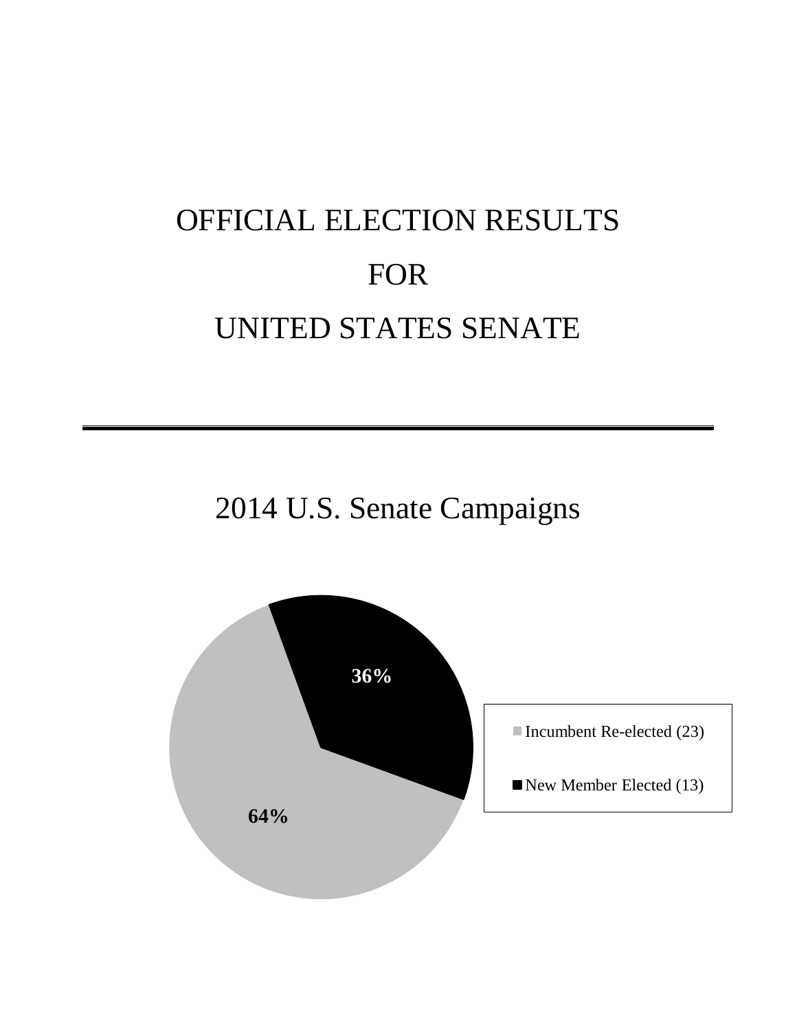# OFFICIAL ELECTION RESULTS

# FOR

# UNITED STATES SENATE

---

## 2014 U.S. Senate Campaigns

36%

64%

Incumbent Re-elected (23)

New Member Elected (13)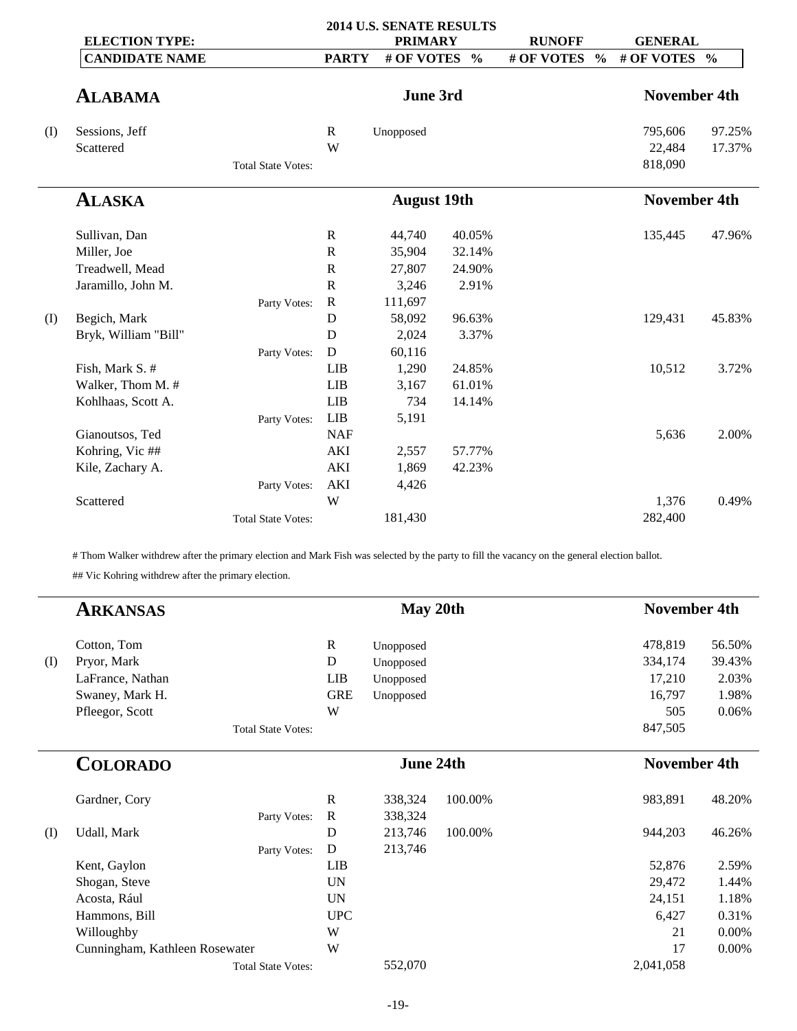# 2014 U.S. SENATE RESULTS

| | ELECTION TYPE: | | PRIMARY | | RUNOFF | | GENERAL | |
|---|---|---|---|---|---|---|---|---|
| | CANDIDATE NAME | PARTY | # OF VOTES | % | # OF VOTES | % | # OF VOTES | % |

## ALABAMA

Primary: June 3rd — General: November 4th

| | Candidate | Party | Primary # of Votes | % | Runoff # of Votes | % | General # of Votes | % |
|---|---|---|---|---|---|---|---|---|
| (I) | Sessions, Jeff | R | Unopposed | | | | 795,606 | 97.25% |
| | Scattered | W | | | | | 22,484 | 17.37% |
| | Total State Votes: | | | | | | 818,090 | |

## ALASKA

Primary: August 19th — General: November 4th

| | Candidate | Party | Primary # of Votes | % | Runoff # of Votes | % | General # of Votes | % |
|---|---|---|---|---|---|---|---|---|
| | Sullivan, Dan | R | 44,740 | 40.05% | | | 135,445 | 47.96% |
| | Miller, Joe | R | 35,904 | 32.14% | | | | |
| | Treadwell, Mead | R | 27,807 | 24.90% | | | | |
| | Jaramillo, John M. | R | 3,246 | 2.91% | | | | |
| | Party Votes: | R | 111,697 | | | | | |
| (I) | Begich, Mark | D | 58,092 | 96.63% | | | 129,431 | 45.83% |
| | Bryk, William "Bill" | D | 2,024 | 3.37% | | | | |
| | Party Votes: | D | 60,116 | | | | | |
| | Fish, Mark S. # | LIB | 1,290 | 24.85% | | | 10,512 | 3.72% |
| | Walker, Thom M. # | LIB | 3,167 | 61.01% | | | | |
| | Kohlhaas, Scott A. | LIB | 734 | 14.14% | | | | |
| | Party Votes: | LIB | 5,191 | | | | | |
| | Gianoutsos, Ted | NAF | | | | | 5,636 | 2.00% |
| | Kohring, Vic ## | AKI | 2,557 | 57.77% | | | | |
| | Kile, Zachary A. | AKI | 1,869 | 42.23% | | | | |
| | Party Votes: | AKI | 4,426 | | | | | |
| | Scattered | W | | | | | 1,376 | 0.49% |
| | Total State Votes: | | 181,430 | | | | 282,400 | |

# Thom Walker withdrew after the primary election and Mark Fish was selected by the party to fill the vacancy on the general election ballot.

## Vic Kohring withdrew after the primary election.

## ARKANSAS

Primary: May 20th — General: November 4th

| | Candidate | Party | Primary # of Votes | % | Runoff # of Votes | % | General # of Votes | % |
|---|---|---|---|---|---|---|---|---|
| | Cotton, Tom | R | Unopposed | | | | 478,819 | 56.50% |
| (I) | Pryor, Mark | D | Unopposed | | | | 334,174 | 39.43% |
| | LaFrance, Nathan | LIB | Unopposed | | | | 17,210 | 2.03% |
| | Swaney, Mark H. | GRE | Unopposed | | | | 16,797 | 1.98% |
| | Pfleegor, Scott | W | | | | | 505 | 0.06% |
| | Total State Votes: | | | | | | 847,505 | |

## COLORADO

Primary: June 24th — General: November 4th

| | Candidate | Party | Primary # of Votes | % | Runoff # of Votes | % | General # of Votes | % |
|---|---|---|---|---|---|---|---|---|
| | Gardner, Cory | R | 338,324 | 100.00% | | | 983,891 | 48.20% |
| | Party Votes: | R | 338,324 | | | | | |
| (I) | Udall, Mark | D | 213,746 | 100.00% | | | 944,203 | 46.26% |
| | Party Votes: | D | 213,746 | | | | | |
| | Kent, Gaylon | LIB | | | | | 52,876 | 2.59% |
| | Shogan, Steve | UN | | | | | 29,472 | 1.44% |
| | Acosta, Rául | UN | | | | | 24,151 | 1.18% |
| | Hammons, Bill | UPC | | | | | 6,427 | 0.31% |
| | Willoughby | W | | | | | 21 | 0.00% |
| | Cunningham, Kathleen Rosewater | W | | | | | 17 | 0.00% |
| | Total State Votes: | | 552,070 | | | | 2,041,058 | |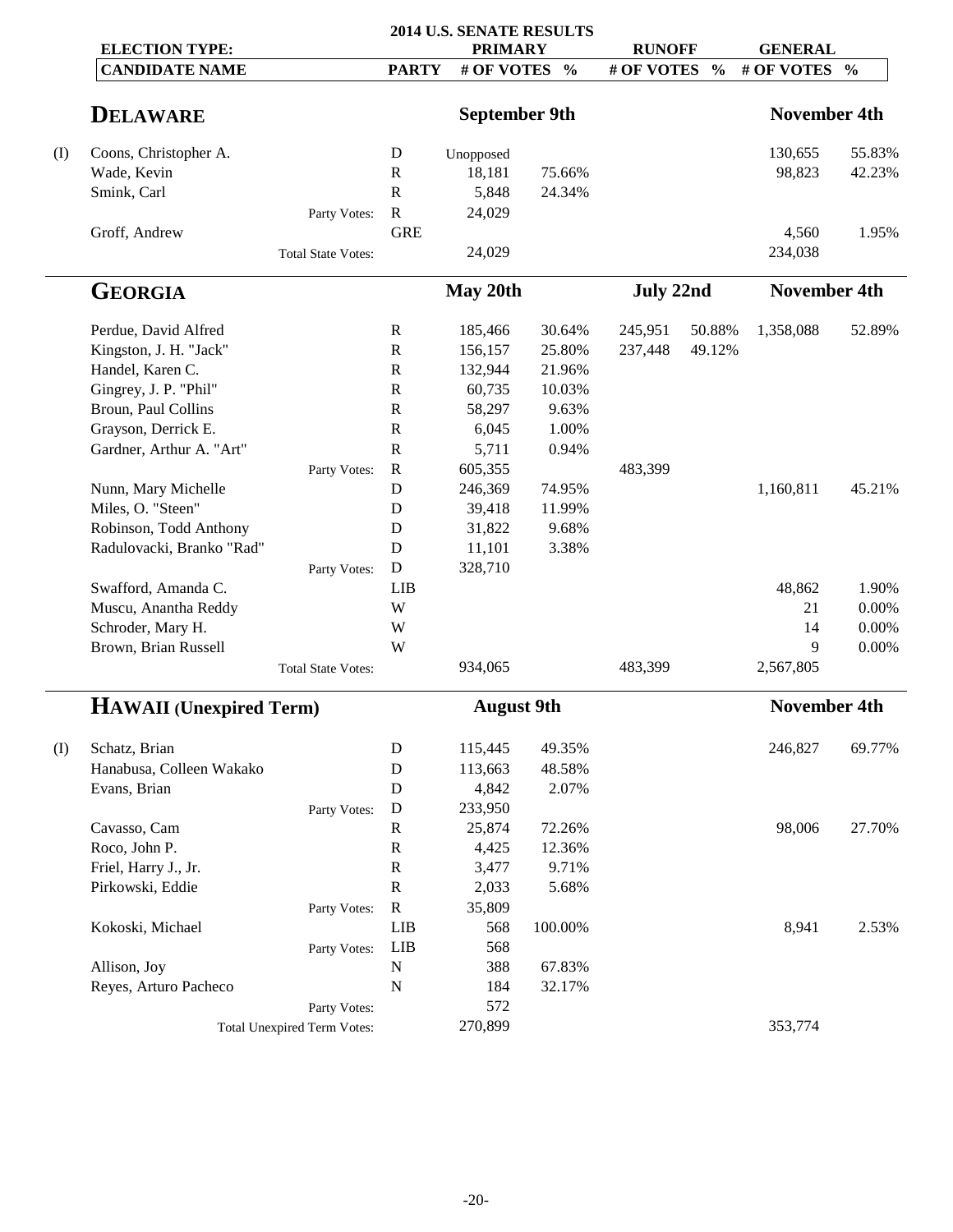## 2014 U.S. SENATE RESULTS

| | ELECTION TYPE: | | PRIMARY | | RUNOFF | | GENERAL | |
|---|---|---|---|---|---|---|---|---|
| | CANDIDATE NAME | PARTY | # OF VOTES | % | # OF VOTES | % | # OF VOTES | % |
| | **DELAWARE** | | **September 9th** | | | | **November 4th** | |
| (I) | Coons, Christopher A. | D | Unopposed | | | | 130,655 | 55.83% |
| | Wade, Kevin | R | 18,181 | 75.66% | | | 98,823 | 42.23% |
| | Smink, Carl | R | 5,848 | 24.34% | | | | |
| | Party Votes: | R | 24,029 | | | | | |
| | Groff, Andrew | GRE | | | | | 4,560 | 1.95% |
| | Total State Votes: | | 24,029 | | | | 234,038 | |
| | **GEORGIA** | | **May 20th** | | **July 22nd** | | **November 4th** | |
| | Perdue, David Alfred | R | 185,466 | 30.64% | 245,951 | 50.88% | 1,358,088 | 52.89% |
| | Kingston, J. H. "Jack" | R | 156,157 | 25.80% | 237,448 | 49.12% | | |
| | Handel, Karen C. | R | 132,944 | 21.96% | | | | |
| | Gingrey, J. P. "Phil" | R | 60,735 | 10.03% | | | | |
| | Broun, Paul Collins | R | 58,297 | 9.63% | | | | |
| | Grayson, Derrick E. | R | 6,045 | 1.00% | | | | |
| | Gardner, Arthur A. "Art" | R | 5,711 | 0.94% | | | | |
| | Party Votes: | R | 605,355 | | 483,399 | | | |
| | Nunn, Mary Michelle | D | 246,369 | 74.95% | | | 1,160,811 | 45.21% |
| | Miles, O. "Steen" | D | 39,418 | 11.99% | | | | |
| | Robinson, Todd Anthony | D | 31,822 | 9.68% | | | | |
| | Radulovacki, Branko "Rad" | D | 11,101 | 3.38% | | | | |
| | Party Votes: | D | 328,710 | | | | | |
| | Swafford, Amanda C. | LIB | | | | | 48,862 | 1.90% |
| | Muscu, Anantha Reddy | W | | | | | 21 | 0.00% |
| | Schroder, Mary H. | W | | | | | 14 | 0.00% |
| | Brown, Brian Russell | W | | | | | 9 | 0.00% |
| | Total State Votes: | | 934,065 | | 483,399 | | 2,567,805 | |
| | **HAWAII (Unexpired Term)** | | **August 9th** | | | | **November 4th** | |
| (I) | Schatz, Brian | D | 115,445 | 49.35% | | | 246,827 | 69.77% |
| | Hanabusa, Colleen Wakako | D | 113,663 | 48.58% | | | | |
| | Evans, Brian | D | 4,842 | 2.07% | | | | |
| | Party Votes: | D | 233,950 | | | | | |
| | Cavasso, Cam | R | 25,874 | 72.26% | | | 98,006 | 27.70% |
| | Roco, John P. | R | 4,425 | 12.36% | | | | |
| | Friel, Harry J., Jr. | R | 3,477 | 9.71% | | | | |
| | Pirkowski, Eddie | R | 2,033 | 5.68% | | | | |
| | Party Votes: | R | 35,809 | | | | | |
| | Kokoski, Michael | LIB | 568 | 100.00% | | | 8,941 | 2.53% |
| | Party Votes: | LIB | 568 | | | | | |
| | Allison, Joy | N | 388 | 67.83% | | | | |
| | Reyes, Arturo Pacheco | N | 184 | 32.17% | | | | |
| | Party Votes: | | 572 | | | | | |
| | Total Unexpired Term Votes: | | 270,899 | | | | 353,774 | |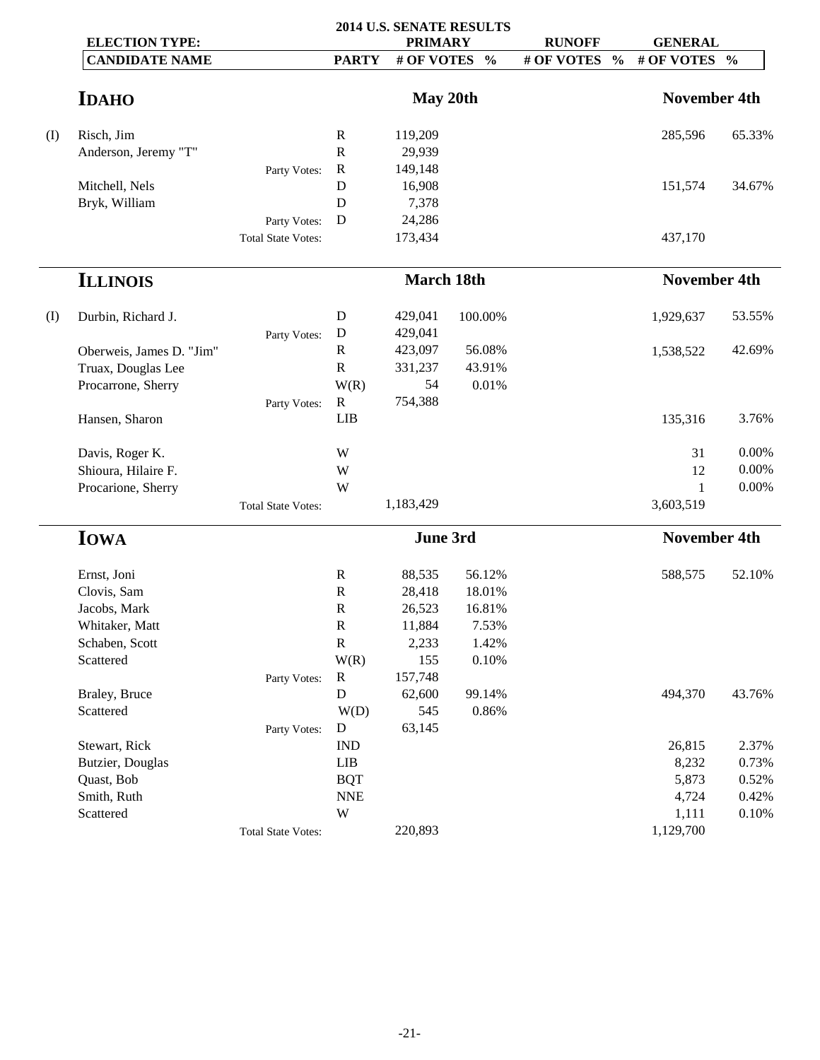## 2014 U.S. SENATE RESULTS

| | ELECTION TYPE: | | PRIMARY | | RUNOFF | | GENERAL | |
|---|---|---|---|---|---|---|---|---|
| | CANDIDATE NAME | PARTY | # OF VOTES | % | # OF VOTES | % | # OF VOTES | % |

### IDAHO

| | CANDIDATE NAME | | PARTY | PRIMARY May 20th # OF VOTES | % | RUNOFF # OF VOTES | % | GENERAL November 4th # OF VOTES | % |
|---|---|---|---|---|---|---|---|---|---|
| (I) | Risch, Jim | | R | 119,209 | | | | 285,596 | 65.33% |
| | Anderson, Jeremy "T" | | R | 29,939 | | | | | |
| | | Party Votes: | R | 149,148 | | | | | |
| | Mitchell, Nels | | D | 16,908 | | | | 151,574 | 34.67% |
| | Bryk, William | | D | 7,378 | | | | | |
| | | Party Votes: | D | 24,286 | | | | | |
| | | Total State Votes: | | 173,434 | | | | 437,170 | |

### ILLINOIS

| | CANDIDATE NAME | | PARTY | PRIMARY March 18th # OF VOTES | % | RUNOFF # OF VOTES | % | GENERAL November 4th # OF VOTES | % |
|---|---|---|---|---|---|---|---|---|---|
| (I) | Durbin, Richard J. | | D | 429,041 | 100.00% | | | 1,929,637 | 53.55% |
| | | Party Votes: | D | 429,041 | | | | | |
| | Oberweis, James D. "Jim" | | R | 423,097 | 56.08% | | | 1,538,522 | 42.69% |
| | Truax, Douglas Lee | | R | 331,237 | 43.91% | | | | |
| | Procarrone, Sherry | | W(R) | 54 | 0.01% | | | | |
| | | Party Votes: | R | 754,388 | | | | | |
| | Hansen, Sharon | | LIB | | | | | 135,316 | 3.76% |
| | Davis, Roger K. | | W | | | | | 31 | 0.00% |
| | Shioura, Hilaire F. | | W | | | | | 12 | 0.00% |
| | Procarione, Sherry | | W | | | | | 1 | 0.00% |
| | | Total State Votes: | | 1,183,429 | | | | 3,603,519 | |

### IOWA

| | CANDIDATE NAME | | PARTY | PRIMARY June 3rd # OF VOTES | % | RUNOFF # OF VOTES | % | GENERAL November 4th # OF VOTES | % |
|---|---|---|---|---|---|---|---|---|---|
| | Ernst, Joni | | R | 88,535 | 56.12% | | | 588,575 | 52.10% |
| | Clovis, Sam | | R | 28,418 | 18.01% | | | | |
| | Jacobs, Mark | | R | 26,523 | 16.81% | | | | |
| | Whitaker, Matt | | R | 11,884 | 7.53% | | | | |
| | Schaben, Scott | | R | 2,233 | 1.42% | | | | |
| | Scattered | | W(R) | 155 | 0.10% | | | | |
| | | Party Votes: | R | 157,748 | | | | | |
| | Braley, Bruce | | D | 62,600 | 99.14% | | | 494,370 | 43.76% |
| | Scattered | | W(D) | 545 | 0.86% | | | | |
| | | Party Votes: | D | 63,145 | | | | | |
| | Stewart, Rick | | IND | | | | | 26,815 | 2.37% |
| | Butzier, Douglas | | LIB | | | | | 8,232 | 0.73% |
| | Quast, Bob | | BQT | | | | | 5,873 | 0.52% |
| | Smith, Ruth | | NNE | | | | | 4,724 | 0.42% |
| | Scattered | | W | | | | | 1,111 | 0.10% |
| | | Total State Votes: | | 220,893 | | | | 1,129,700 | |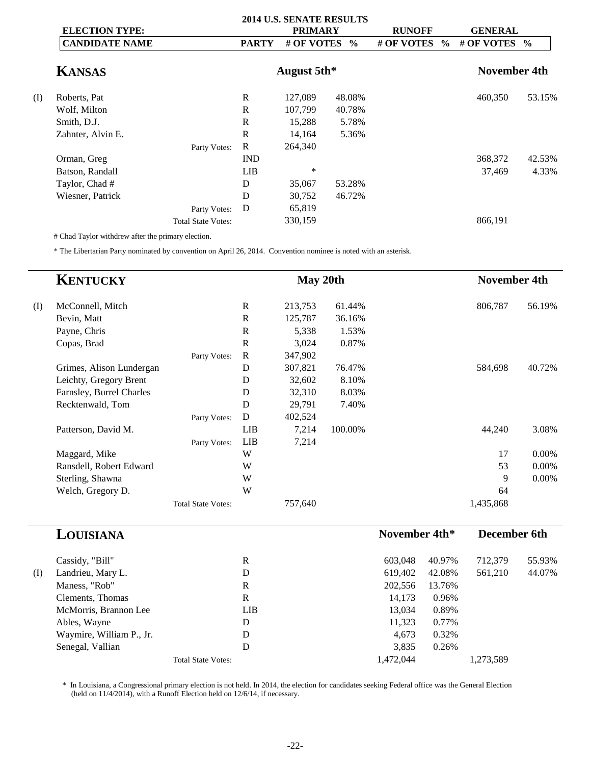## 2014 U.S. SENATE RESULTS

| ELECTION TYPE: | | | PRIMARY | | RUNOFF | | GENERAL | |
|---|---|---|---|---|---|---|---|---|
| | CANDIDATE NAME | PARTY | # OF VOTES | % | # OF VOTES | % | # OF VOTES | % |

### KANSAS

| | CANDIDATE NAME | PARTY | August 5th* # OF VOTES | % | RUNOFF # OF VOTES | % | November 4th # OF VOTES | % |
|---|---|---|---|---|---|---|---|---|
| (I) | Roberts, Pat | R | 127,089 | 48.08% | | | 460,350 | 53.15% |
| | Wolf, Milton | R | 107,799 | 40.78% | | | | |
| | Smith, D.J. | R | 15,288 | 5.78% | | | | |
| | Zahnter, Alvin E. | R | 14,164 | 5.36% | | | | |
| | Party Votes: | R | 264,340 | | | | | |
| | Orman, Greg | IND | | | | | 368,372 | 42.53% |
| | Batson, Randall | LIB | * | | | | 37,469 | 4.33% |
| | Taylor, Chad # | D | 35,067 | 53.28% | | | | |
| | Wiesner, Patrick | D | 30,752 | 46.72% | | | | |
| | Party Votes: | D | 65,819 | | | | | |
| | Total State Votes: | | 330,159 | | | | 866,191 | |

# Chad Taylor withdrew after the primary election.

* The Libertarian Party nominated by convention on April 26, 2014. Convention nominee is noted with an asterisk.

### KENTUCKY

| | CANDIDATE NAME | PARTY | May 20th # OF VOTES | % | RUNOFF # OF VOTES | % | November 4th # OF VOTES | % |
|---|---|---|---|---|---|---|---|---|
| (I) | McConnell, Mitch | R | 213,753 | 61.44% | | | 806,787 | 56.19% |
| | Bevin, Matt | R | 125,787 | 36.16% | | | | |
| | Payne, Chris | R | 5,338 | 1.53% | | | | |
| | Copas, Brad | R | 3,024 | 0.87% | | | | |
| | Party Votes: | R | 347,902 | | | | | |
| | Grimes, Alison Lundergan | D | 307,821 | 76.47% | | | 584,698 | 40.72% |
| | Leichty, Gregory Brent | D | 32,602 | 8.10% | | | | |
| | Farnsley, Burrel Charles | D | 32,310 | 8.03% | | | | |
| | Recktenwald, Tom | D | 29,791 | 7.40% | | | | |
| | Party Votes: | D | 402,524 | | | | | |
| | Patterson, David M. | LIB | 7,214 | 100.00% | | | 44,240 | 3.08% |
| | Party Votes: | LIB | 7,214 | | | | | |
| | Maggard, Mike | W | | | | | 17 | 0.00% |
| | Ransdell, Robert Edward | W | | | | | 53 | 0.00% |
| | Sterling, Shawna | W | | | | | 9 | 0.00% |
| | Welch, Gregory D. | W | | | | | 64 | |
| | Total State Votes: | | 757,640 | | | | 1,435,868 | |

### LOUISIANA

| | CANDIDATE NAME | PARTY | PRIMARY # OF VOTES | % | November 4th* # OF VOTES | % | December 6th # OF VOTES | % |
|---|---|---|---|---|---|---|---|---|
| | Cassidy, "Bill" | R | | | 603,048 | 40.97% | 712,379 | 55.93% |
| (I) | Landrieu, Mary L. | D | | | 619,402 | 42.08% | 561,210 | 44.07% |
| | Maness, "Rob" | R | | | 202,556 | 13.76% | | |
| | Clements, Thomas | R | | | 14,173 | 0.96% | | |
| | McMorris, Brannon Lee | LIB | | | 13,034 | 0.89% | | |
| | Ables, Wayne | D | | | 11,323 | 0.77% | | |
| | Waymire, William P., Jr. | D | | | 4,673 | 0.32% | | |
| | Senegal, Vallian | D | | | 3,835 | 0.26% | | |
| | Total State Votes: | | | | 1,472,044 | | 1,273,589 | |

* In Louisiana, a Congressional primary election is not held. In 2014, the election for candidates seeking Federal office was the General Election (held on 11/4/2014), with a Runoff Election held on 12/6/14, if necessary.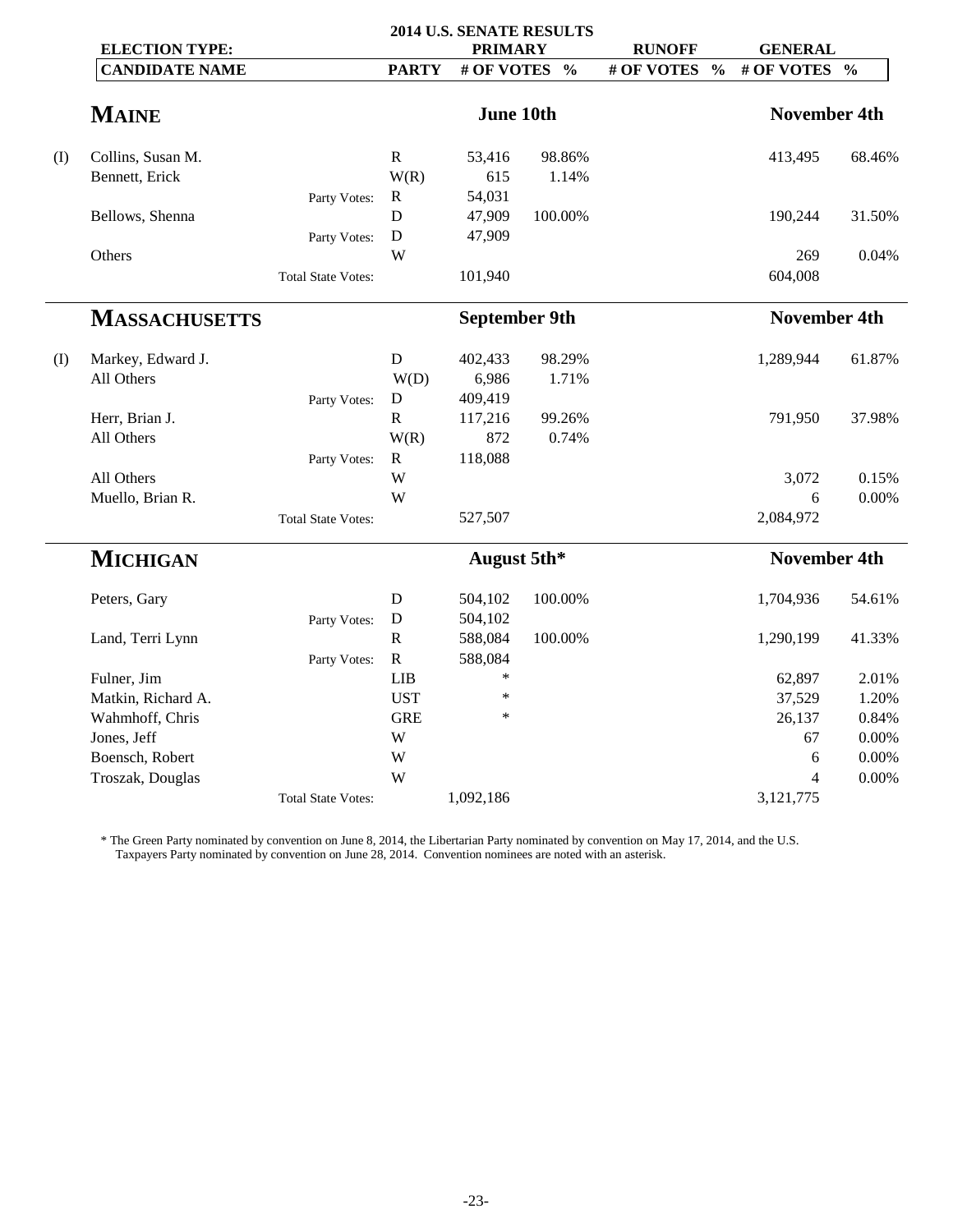# 2014 U.S. SENATE RESULTS

| | ELECTION TYPE: | | | PRIMARY | | RUNOFF | | GENERAL | |
|---|---|---|---|---|---|---|---|---|---|
| | CANDIDATE NAME | | PARTY | # OF VOTES | % | # OF VOTES | % | # OF VOTES | % |
| | **MAINE** | | | June 10th | | | | November 4th | |
| (I) | Collins, Susan M. | | R | 53,416 | 98.86% | | | 413,495 | 68.46% |
| | Bennett, Erick | | W(R) | 615 | 1.14% | | | | |
| | | Party Votes: | R | 54,031 | | | | | |
| | Bellows, Shenna | | D | 47,909 | 100.00% | | | 190,244 | 31.50% |
| | | Party Votes: | D | 47,909 | | | | | |
| | Others | | W | | | | | 269 | 0.04% |
| | | Total State Votes: | | 101,940 | | | | 604,008 | |
| | **MASSACHUSETTS** | | | September 9th | | | | November 4th | |
| (I) | Markey, Edward J. | | D | 402,433 | 98.29% | | | 1,289,944 | 61.87% |
| | All Others | | W(D) | 6,986 | 1.71% | | | | |
| | | Party Votes: | D | 409,419 | | | | | |
| | Herr, Brian J. | | R | 117,216 | 99.26% | | | 791,950 | 37.98% |
| | All Others | | W(R) | 872 | 0.74% | | | | |
| | | Party Votes: | R | 118,088 | | | | | |
| | All Others | | W | | | | | 3,072 | 0.15% |
| | Muello, Brian R. | | W | | | | | 6 | 0.00% |
| | | Total State Votes: | | 527,507 | | | | 2,084,972 | |
| | **MICHIGAN** | | | August 5th* | | | | November 4th | |
| | Peters, Gary | | D | 504,102 | 100.00% | | | 1,704,936 | 54.61% |
| | | Party Votes: | D | 504,102 | | | | | |
| | Land, Terri Lynn | | R | 588,084 | 100.00% | | | 1,290,199 | 41.33% |
| | | Party Votes: | R | 588,084 | | | | | |
| | Fulner, Jim | | LIB | * | | | | 62,897 | 2.01% |
| | Matkin, Richard A. | | UST | * | | | | 37,529 | 1.20% |
| | Wahmhoff, Chris | | GRE | * | | | | 26,137 | 0.84% |
| | Jones, Jeff | | W | | | | | 67 | 0.00% |
| | Boensch, Robert | | W | | | | | 6 | 0.00% |
| | Troszak, Douglas | | W | | | | | 4 | 0.00% |
| | | Total State Votes: | | 1,092,186 | | | | 3,121,775 | |

* The Green Party nominated by convention on June 8, 2014, the Libertarian Party nominated by convention on May 17, 2014, and the U.S. Taxpayers Party nominated by convention on June 28, 2014. Convention nominees are noted with an asterisk.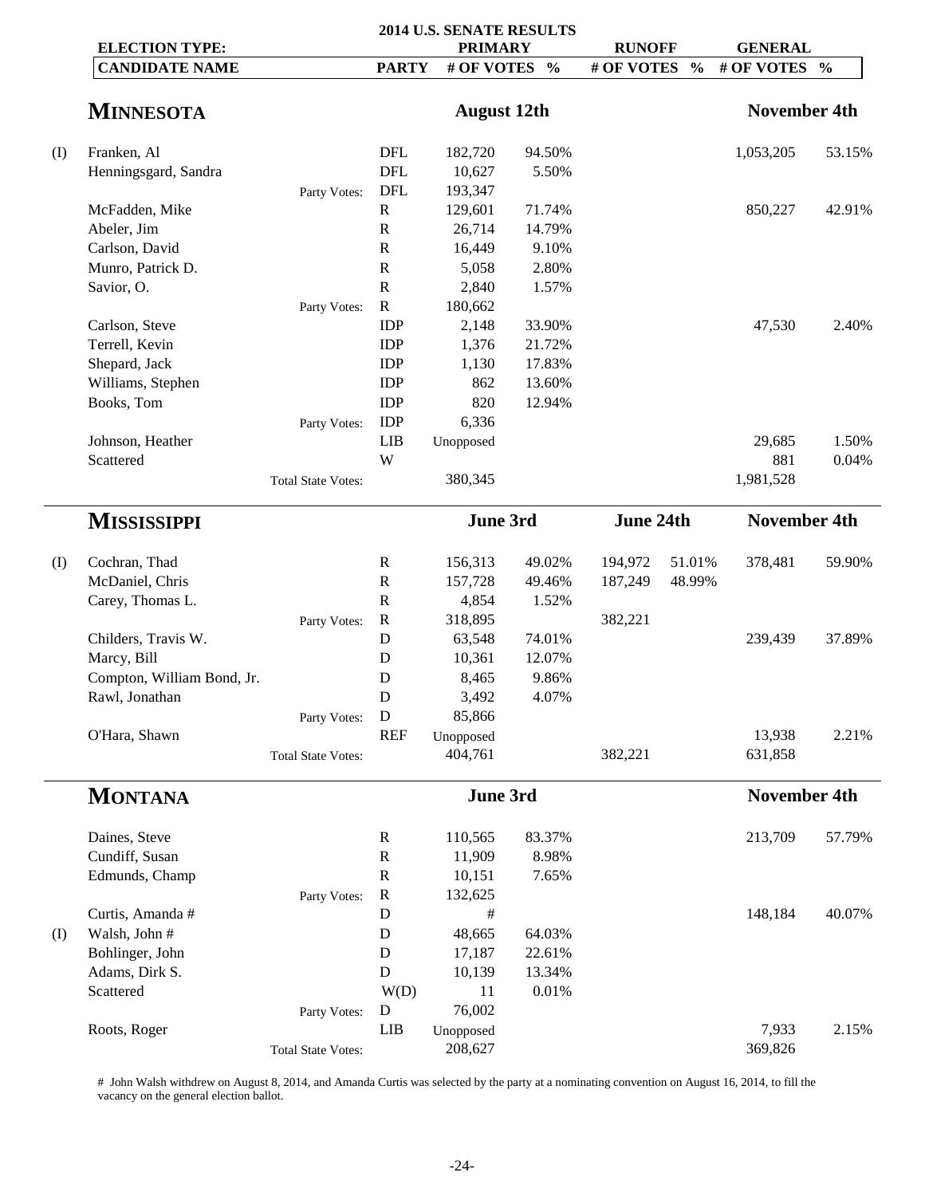# 2014 U.S. SENATE RESULTS

| | CANDIDATE NAME | | PARTY | PRIMARY # OF VOTES | % | RUNOFF # OF VOTES | % | GENERAL # OF VOTES | % |
|---|---|---|---|---|---|---|---|---|---|
| | **MINNESOTA** | | | **August 12th** | | | | **November 4th** | |
| (I) | Franken, Al | | DFL | 182,720 | 94.50% | | | 1,053,205 | 53.15% |
| | Henningsgard, Sandra | | DFL | 10,627 | 5.50% | | | | |
| | | Party Votes: | DFL | 193,347 | | | | | |
| | McFadden, Mike | | R | 129,601 | 71.74% | | | 850,227 | 42.91% |
| | Abeler, Jim | | R | 26,714 | 14.79% | | | | |
| | Carlson, David | | R | 16,449 | 9.10% | | | | |
| | Munro, Patrick D. | | R | 5,058 | 2.80% | | | | |
| | Savior, O. | | R | 2,840 | 1.57% | | | | |
| | | Party Votes: | R | 180,662 | | | | | |
| | Carlson, Steve | | IDP | 2,148 | 33.90% | | | 47,530 | 2.40% |
| | Terrell, Kevin | | IDP | 1,376 | 21.72% | | | | |
| | Shepard, Jack | | IDP | 1,130 | 17.83% | | | | |
| | Williams, Stephen | | IDP | 862 | 13.60% | | | | |
| | Books, Tom | | IDP | 820 | 12.94% | | | | |
| | | Party Votes: | IDP | 6,336 | | | | | |
| | Johnson, Heather | | LIB | Unopposed | | | | 29,685 | 1.50% |
| | Scattered | | W | | | | | 881 | 0.04% |
| | | Total State Votes: | | 380,345 | | | | 1,981,528 | |
| | **MISSISSIPPI** | | | **June 3rd** | | **June 24th** | | **November 4th** | |
| (I) | Cochran, Thad | | R | 156,313 | 49.02% | 194,972 | 51.01% | 378,481 | 59.90% |
| | McDaniel, Chris | | R | 157,728 | 49.46% | 187,249 | 48.99% | | |
| | Carey, Thomas L. | | R | 4,854 | 1.52% | | | | |
| | | Party Votes: | R | 318,895 | | 382,221 | | | |
| | Childers, Travis W. | | D | 63,548 | 74.01% | | | 239,439 | 37.89% |
| | Marcy, Bill | | D | 10,361 | 12.07% | | | | |
| | Compton, William Bond, Jr. | | D | 8,465 | 9.86% | | | | |
| | Rawl, Jonathan | | D | 3,492 | 4.07% | | | | |
| | | Party Votes: | D | 85,866 | | | | | |
| | O'Hara, Shawn | | REF | Unopposed | | | | 13,938 | 2.21% |
| | | Total State Votes: | | 404,761 | | 382,221 | | 631,858 | |
| | **MONTANA** | | | **June 3rd** | | | | **November 4th** | |
| | Daines, Steve | | R | 110,565 | 83.37% | | | 213,709 | 57.79% |
| | Cundiff, Susan | | R | 11,909 | 8.98% | | | | |
| | Edmunds, Champ | | R | 10,151 | 7.65% | | | | |
| | | Party Votes: | R | 132,625 | | | | | |
| | Curtis, Amanda # | | D | # | | | | 148,184 | 40.07% |
| (I) | Walsh, John # | | D | 48,665 | 64.03% | | | | |
| | Bohlinger, John | | D | 17,187 | 22.61% | | | | |
| | Adams, Dirk S. | | D | 10,139 | 13.34% | | | | |
| | Scattered | | W(D) | 11 | 0.01% | | | | |
| | | Party Votes: | D | 76,002 | | | | | |
| | Roots, Roger | | LIB | Unopposed | | | | 7,933 | 2.15% |
| | | Total State Votes: | | 208,627 | | | | 369,826 | |

# John Walsh withdrew on August 8, 2014, and Amanda Curtis was selected by the party at a nominating convention on August 16, 2014, to fill the vacancy on the general election ballot.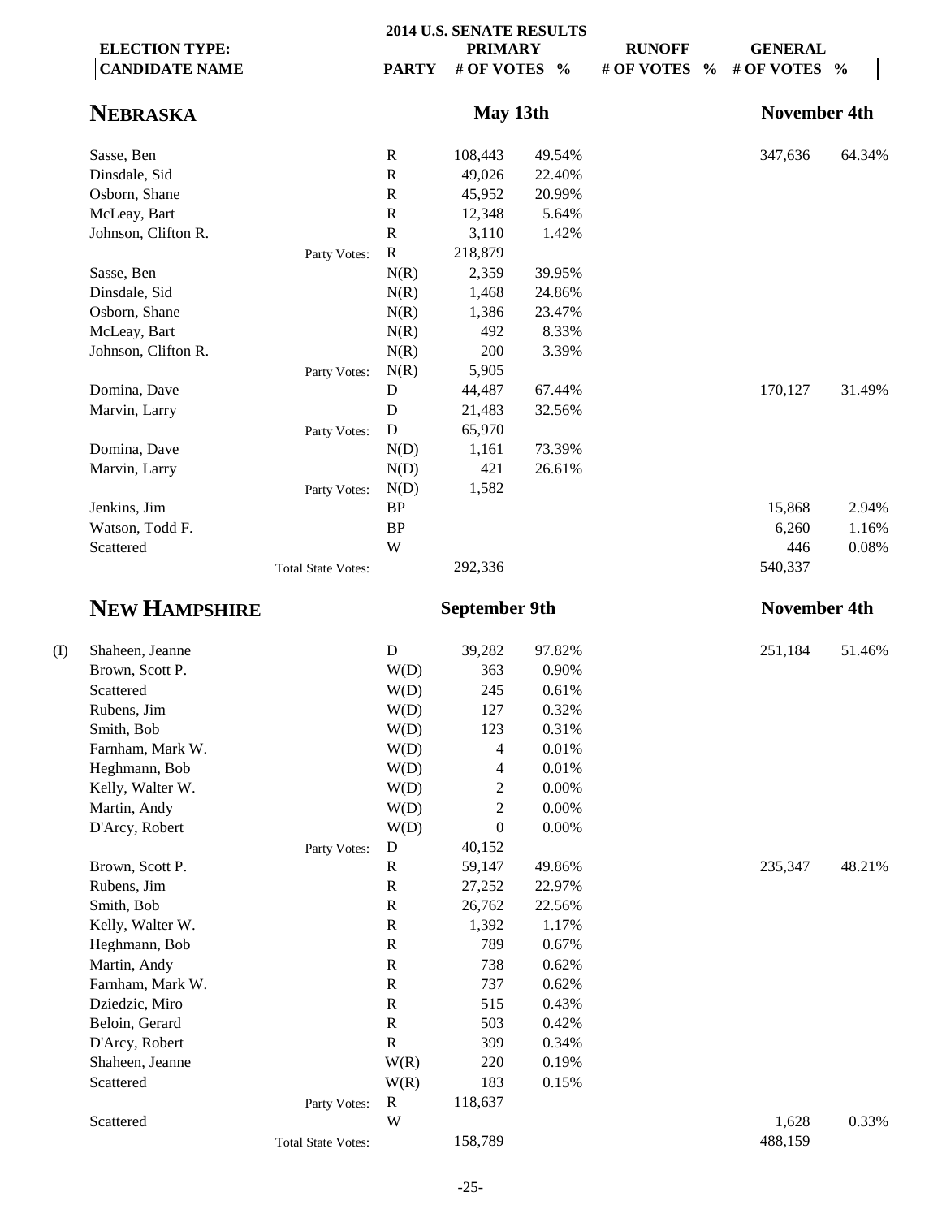# 2014 U.S. SENATE RESULTS

| | CANDIDATE NAME | | PARTY | PRIMARY # OF VOTES | PRIMARY % | RUNOFF # OF VOTES | RUNOFF % | GENERAL # OF VOTES | GENERAL % |
|---|---|---|---|---|---|---|---|---|---|
| | **NEBRASKA** | | | **May 13th** | | | | **November 4th** | |
| | Sasse, Ben | | R | 108,443 | 49.54% | | | 347,636 | 64.34% |
| | Dinsdale, Sid | | R | 49,026 | 22.40% | | | | |
| | Osborn, Shane | | R | 45,952 | 20.99% | | | | |
| | McLeay, Bart | | R | 12,348 | 5.64% | | | | |
| | Johnson, Clifton R. | | R | 3,110 | 1.42% | | | | |
| | | Party Votes: | R | 218,879 | | | | | |
| | Sasse, Ben | | N(R) | 2,359 | 39.95% | | | | |
| | Dinsdale, Sid | | N(R) | 1,468 | 24.86% | | | | |
| | Osborn, Shane | | N(R) | 1,386 | 23.47% | | | | |
| | McLeay, Bart | | N(R) | 492 | 8.33% | | | | |
| | Johnson, Clifton R. | | N(R) | 200 | 3.39% | | | | |
| | | Party Votes: | N(R) | 5,905 | | | | | |
| | Domina, Dave | | D | 44,487 | 67.44% | | | 170,127 | 31.49% |
| | Marvin, Larry | | D | 21,483 | 32.56% | | | | |
| | | Party Votes: | D | 65,970 | | | | | |
| | Domina, Dave | | N(D) | 1,161 | 73.39% | | | | |
| | Marvin, Larry | | N(D) | 421 | 26.61% | | | | |
| | | Party Votes: | N(D) | 1,582 | | | | | |
| | Jenkins, Jim | | BP | | | | | 15,868 | 2.94% |
| | Watson, Todd F. | | BP | | | | | 6,260 | 1.16% |
| | Scattered | | W | | | | | 446 | 0.08% |
| | | Total State Votes: | | 292,336 | | | | 540,337 | |
| | **NEW HAMPSHIRE** | | | **September 9th** | | | | **November 4th** | |
| (I) | Shaheen, Jeanne | | D | 39,282 | 97.82% | | | 251,184 | 51.46% |
| | Brown, Scott P. | | W(D) | 363 | 0.90% | | | | |
| | Scattered | | W(D) | 245 | 0.61% | | | | |
| | Rubens, Jim | | W(D) | 127 | 0.32% | | | | |
| | Smith, Bob | | W(D) | 123 | 0.31% | | | | |
| | Farnham, Mark W. | | W(D) | 4 | 0.01% | | | | |
| | Heghmann, Bob | | W(D) | 4 | 0.01% | | | | |
| | Kelly, Walter W. | | W(D) | 2 | 0.00% | | | | |
| | Martin, Andy | | W(D) | 2 | 0.00% | | | | |
| | D'Arcy, Robert | | W(D) | 0 | 0.00% | | | | |
| | | Party Votes: | D | 40,152 | | | | | |
| | Brown, Scott P. | | R | 59,147 | 49.86% | | | 235,347 | 48.21% |
| | Rubens, Jim | | R | 27,252 | 22.97% | | | | |
| | Smith, Bob | | R | 26,762 | 22.56% | | | | |
| | Kelly, Walter W. | | R | 1,392 | 1.17% | | | | |
| | Heghmann, Bob | | R | 789 | 0.67% | | | | |
| | Martin, Andy | | R | 738 | 0.62% | | | | |
| | Farnham, Mark W. | | R | 737 | 0.62% | | | | |
| | Dziedzic, Miro | | R | 515 | 0.43% | | | | |
| | Beloin, Gerard | | R | 503 | 0.42% | | | | |
| | D'Arcy, Robert | | R | 399 | 0.34% | | | | |
| | Shaheen, Jeanne | | W(R) | 220 | 0.19% | | | | |
| | Scattered | | W(R) | 183 | 0.15% | | | | |
| | | Party Votes: | R | 118,637 | | | | | |
| | Scattered | | W | | | | | 1,628 | 0.33% |
| | | Total State Votes: | | 158,789 | | | | 488,159 | |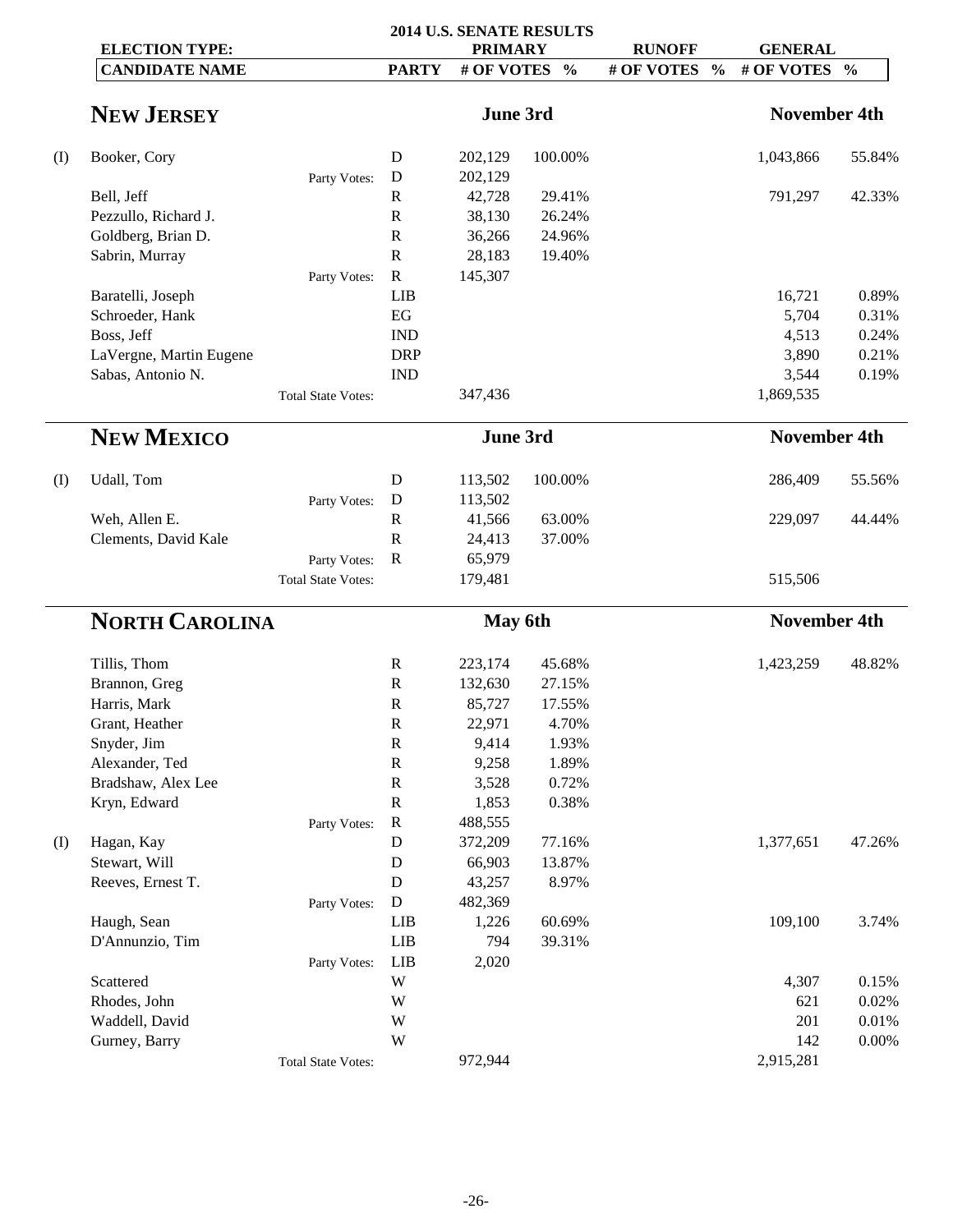# 2014 U.S. SENATE RESULTS

| ELECTION TYPE: | | | PRIMARY | | RUNOFF | | GENERAL | |
|---|---|---|---|---|---|---|---|---|
| | CANDIDATE NAME | PARTY | # OF VOTES | % | # OF VOTES | % | # OF VOTES | % |

## NEW JERSEY

| | CANDIDATE NAME | PARTY | PRIMARY June 3rd # OF VOTES | % | RUNOFF # OF VOTES | % | GENERAL November 4th # OF VOTES | % |
|---|---|---|---|---|---|---|---|---|
| (I) | Booker, Cory | D | 202,129 | 100.00% | | | 1,043,866 | 55.84% |
| | Party Votes: | D | 202,129 | | | | | |
| | Bell, Jeff | R | 42,728 | 29.41% | | | 791,297 | 42.33% |
| | Pezzullo, Richard J. | R | 38,130 | 26.24% | | | | |
| | Goldberg, Brian D. | R | 36,266 | 24.96% | | | | |
| | Sabrin, Murray | R | 28,183 | 19.40% | | | | |
| | Party Votes: | R | 145,307 | | | | | |
| | Baratelli, Joseph | LIB | | | | | 16,721 | 0.89% |
| | Schroeder, Hank | EG | | | | | 5,704 | 0.31% |
| | Boss, Jeff | IND | | | | | 4,513 | 0.24% |
| | LaVergne, Martin Eugene | DRP | | | | | 3,890 | 0.21% |
| | Sabas, Antonio N. | IND | | | | | 3,544 | 0.19% |
| | Total State Votes: | | 347,436 | | | | 1,869,535 | |

## NEW MEXICO

| | CANDIDATE NAME | PARTY | PRIMARY June 3rd # OF VOTES | % | RUNOFF # OF VOTES | % | GENERAL November 4th # OF VOTES | % |
|---|---|---|---|---|---|---|---|---|
| (I) | Udall, Tom | D | 113,502 | 100.00% | | | 286,409 | 55.56% |
| | Party Votes: | D | 113,502 | | | | | |
| | Weh, Allen E. | R | 41,566 | 63.00% | | | 229,097 | 44.44% |
| | Clements, David Kale | R | 24,413 | 37.00% | | | | |
| | Party Votes: | R | 65,979 | | | | | |
| | Total State Votes: | | 179,481 | | | | 515,506 | |

## NORTH CAROLINA

| | CANDIDATE NAME | PARTY | PRIMARY May 6th # OF VOTES | % | RUNOFF # OF VOTES | % | GENERAL November 4th # OF VOTES | % |
|---|---|---|---|---|---|---|---|---|
| | Tillis, Thom | R | 223,174 | 45.68% | | | 1,423,259 | 48.82% |
| | Brannon, Greg | R | 132,630 | 27.15% | | | | |
| | Harris, Mark | R | 85,727 | 17.55% | | | | |
| | Grant, Heather | R | 22,971 | 4.70% | | | | |
| | Snyder, Jim | R | 9,414 | 1.93% | | | | |
| | Alexander, Ted | R | 9,258 | 1.89% | | | | |
| | Bradshaw, Alex Lee | R | 3,528 | 0.72% | | | | |
| | Kryn, Edward | R | 1,853 | 0.38% | | | | |
| | Party Votes: | R | 488,555 | | | | | |
| (I) | Hagan, Kay | D | 372,209 | 77.16% | | | 1,377,651 | 47.26% |
| | Stewart, Will | D | 66,903 | 13.87% | | | | |
| | Reeves, Ernest T. | D | 43,257 | 8.97% | | | | |
| | Party Votes: | D | 482,369 | | | | | |
| | Haugh, Sean | LIB | 1,226 | 60.69% | | | 109,100 | 3.74% |
| | D'Annunzio, Tim | LIB | 794 | 39.31% | | | | |
| | Party Votes: | LIB | 2,020 | | | | | |
| | Scattered | W | | | | | 4,307 | 0.15% |
| | Rhodes, John | W | | | | | 621 | 0.02% |
| | Waddell, David | W | | | | | 201 | 0.01% |
| | Gurney, Barry | W | | | | | 142 | 0.00% |
| | Total State Votes: | | 972,944 | | | | 2,915,281 | |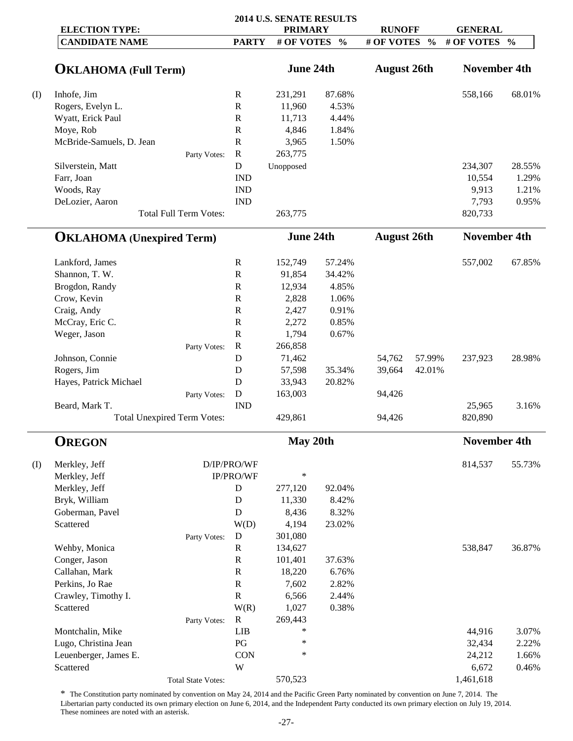# 2014 U.S. SENATE RESULTS

| | CANDIDATE NAME | PARTY | PRIMARY # OF VOTES | PRIMARY % | RUNOFF # OF VOTES | RUNOFF % | GENERAL # OF VOTES | GENERAL % |
|---|---|---|---|---|---|---|---|---|
| | **OKLAHOMA (Full Term)** | | **June 24th** | | **August 26th** | | **November 4th** | |
| (I) | Inhofe, Jim | R | 231,291 | 87.68% | | | 558,166 | 68.01% |
| | Rogers, Evelyn L. | R | 11,960 | 4.53% | | | | |
| | Wyatt, Erick Paul | R | 11,713 | 4.44% | | | | |
| | Moye, Rob | R | 4,846 | 1.84% | | | | |
| | McBride-Samuels, D. Jean | R | 3,965 | 1.50% | | | | |
| | Party Votes: | R | 263,775 | | | | | |
| | Silverstein, Matt | D | Unopposed | | | | 234,307 | 28.55% |
| | Farr, Joan | IND | | | | | 10,554 | 1.29% |
| | Woods, Ray | IND | | | | | 9,913 | 1.21% |
| | DeLozier, Aaron | IND | | | | | 7,793 | 0.95% |
| | Total Full Term Votes: | | 263,775 | | | | 820,733 | |
| | **OKLAHOMA (Unexpired Term)** | | **June 24th** | | **August 26th** | | **November 4th** | |
| | Lankford, James | R | 152,749 | 57.24% | | | 557,002 | 67.85% |
| | Shannon, T. W. | R | 91,854 | 34.42% | | | | |
| | Brogdon, Randy | R | 12,934 | 4.85% | | | | |
| | Crow, Kevin | R | 2,828 | 1.06% | | | | |
| | Craig, Andy | R | 2,427 | 0.91% | | | | |
| | McCray, Eric C. | R | 2,272 | 0.85% | | | | |
| | Weger, Jason | R | 1,794 | 0.67% | | | | |
| | Party Votes: | R | 266,858 | | | | | |
| | Johnson, Connie | D | 71,462 | | 54,762 | 57.99% | 237,923 | 28.98% |
| | Rogers, Jim | D | 57,598 | 35.34% | 39,664 | 42.01% | | |
| | Hayes, Patrick Michael | D | 33,943 | 20.82% | | | | |
| | Party Votes: | D | 163,003 | | 94,426 | | | |
| | Beard, Mark T. | IND | | | | | 25,965 | 3.16% |
| | Total Unexpired Term Votes: | | 429,861 | | 94,426 | | 820,890 | |
| | **OREGON** | | **May 20th** | | | | **November 4th** | |
| (I) | Merkley, Jeff | D/IP/PRO/WF | | | | | 814,537 | 55.73% |
| | Merkley, Jeff | IP/PRO/WF | * | | | | | |
| | Merkley, Jeff | D | 277,120 | 92.04% | | | | |
| | Bryk, William | D | 11,330 | 8.42% | | | | |
| | Goberman, Pavel | D | 8,436 | 8.32% | | | | |
| | Scattered | W(D) | 4,194 | 23.02% | | | | |
| | Party Votes: | D | 301,080 | | | | | |
| | Wehby, Monica | R | 134,627 | | | | 538,847 | 36.87% |
| | Conger, Jason | R | 101,401 | 37.63% | | | | |
| | Callahan, Mark | R | 18,220 | 6.76% | | | | |
| | Perkins, Jo Rae | R | 7,602 | 2.82% | | | | |
| | Crawley, Timothy I. | R | 6,566 | 2.44% | | | | |
| | Scattered | W(R) | 1,027 | 0.38% | | | | |
| | Party Votes: | R | 269,443 | | | | | |
| | Montchalin, Mike | LIB | * | | | | 44,916 | 3.07% |
| | Lugo, Christina Jean | PG | * | | | | 32,434 | 2.22% |
| | Leuenberger, James E. | CON | * | | | | 24,212 | 1.66% |
| | Scattered | W | | | | | 6,672 | 0.46% |
| | Total State Votes: | | 570,523 | | | | 1,461,618 | |

* The Constitution party nominated by convention on May 24, 2014 and the Pacific Green Party nominated by convention on June 7, 2014. The Libertarian party conducted its own primary election on June 6, 2014, and the Independent Party conducted its own primary election on July 19, 2014. These nominees are noted with an asterisk.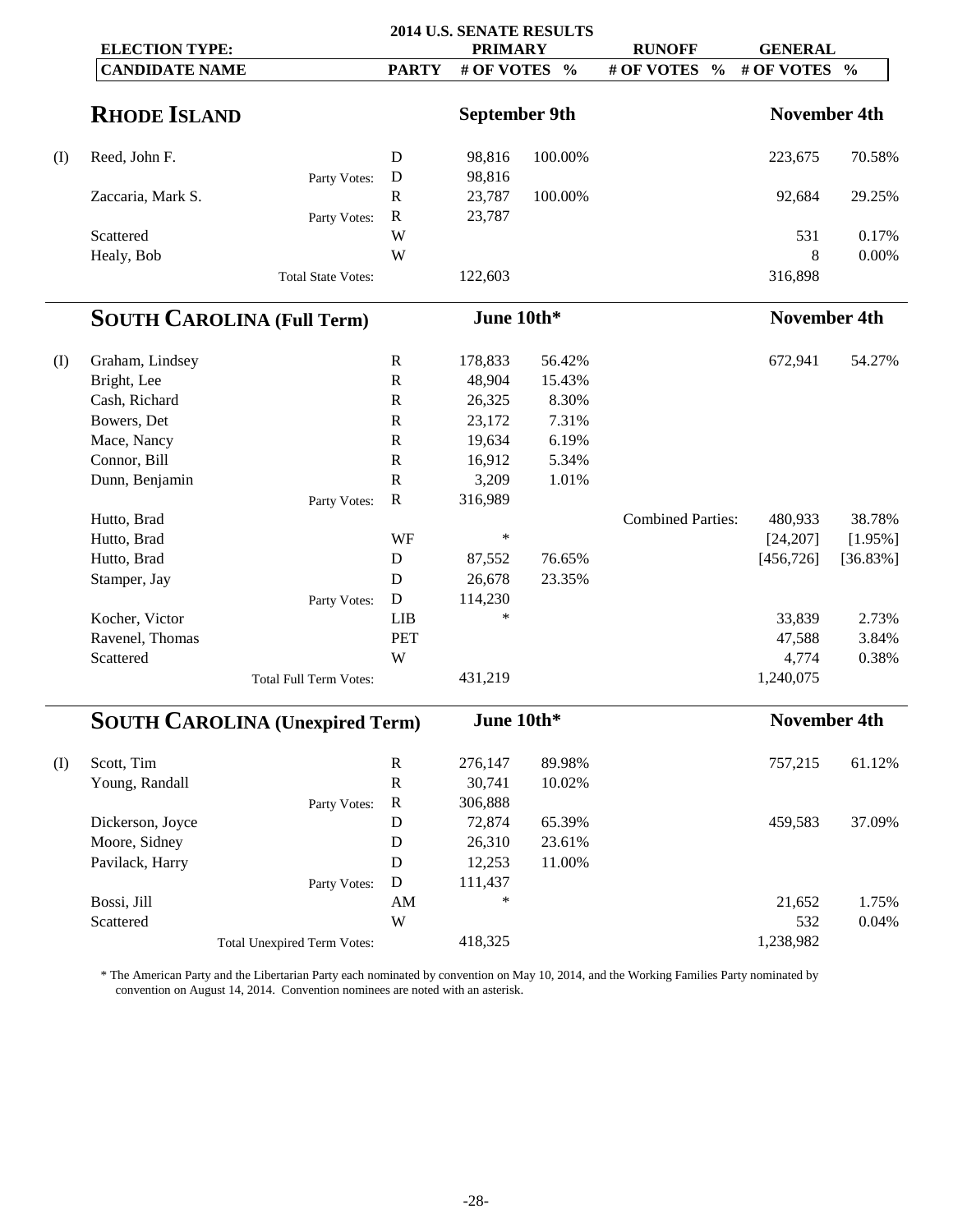# 2014 U.S. SENATE RESULTS

| | ELECTION TYPE: | | PRIMARY | | RUNOFF | | GENERAL | |
|---|---|---|---|---|---|---|---|---|
| | CANDIDATE NAME | PARTY | # OF VOTES | % | # OF VOTES | % | # OF VOTES | % |

## RHODE ISLAND

| | Candidate | Party | Primary (September 9th) # of Votes | % | Runoff # of Votes | % | General (November 4th) # of Votes | % |
|---|---|---|---|---|---|---|---|---|
| (I) | Reed, John F. | D | 98,816 | 100.00% | | | 223,675 | 70.58% |
| | Party Votes: | D | 98,816 | | | | | |
| | Zaccaria, Mark S. | R | 23,787 | 100.00% | | | 92,684 | 29.25% |
| | Party Votes: | R | 23,787 | | | | | |
| | Scattered | W | | | | | 531 | 0.17% |
| | Healy, Bob | W | | | | | 8 | 0.00% |
| | Total State Votes: | | 122,603 | | | | 316,898 | |

## SOUTH CAROLINA (Full Term)

| | Candidate | Party | Primary (June 10th*) # of Votes | % | Runoff # of Votes | % | General (November 4th) # of Votes | % |
|---|---|---|---|---|---|---|---|---|
| (I) | Graham, Lindsey | R | 178,833 | 56.42% | | | 672,941 | 54.27% |
| | Bright, Lee | R | 48,904 | 15.43% | | | | |
| | Cash, Richard | R | 26,325 | 8.30% | | | | |
| | Bowers, Det | R | 23,172 | 7.31% | | | | |
| | Mace, Nancy | R | 19,634 | 6.19% | | | | |
| | Connor, Bill | R | 16,912 | 5.34% | | | | |
| | Dunn, Benjamin | R | 3,209 | 1.01% | | | | |
| | Party Votes: | R | 316,989 | | | | | |
| | Hutto, Brad | | | | Combined Parties: | | 480,933 | 38.78% |
| | Hutto, Brad | WF | * | | | | [24,207] | [1.95%] |
| | Hutto, Brad | D | 87,552 | 76.65% | | | [456,726] | [36.83%] |
| | Stamper, Jay | D | 26,678 | 23.35% | | | | |
| | Party Votes: | D | 114,230 | | | | | |
| | Kocher, Victor | LIB | * | | | | 33,839 | 2.73% |
| | Ravenel, Thomas | PET | | | | | 47,588 | 3.84% |
| | Scattered | W | | | | | 4,774 | 0.38% |
| | Total Full Term Votes: | | 431,219 | | | | 1,240,075 | |

## SOUTH CAROLINA (Unexpired Term)

| | Candidate | Party | Primary (June 10th*) # of Votes | % | Runoff # of Votes | % | General (November 4th) # of Votes | % |
|---|---|---|---|---|---|---|---|---|
| (I) | Scott, Tim | R | 276,147 | 89.98% | | | 757,215 | 61.12% |
| | Young, Randall | R | 30,741 | 10.02% | | | | |
| | Party Votes: | R | 306,888 | | | | | |
| | Dickerson, Joyce | D | 72,874 | 65.39% | | | 459,583 | 37.09% |
| | Moore, Sidney | D | 26,310 | 23.61% | | | | |
| | Pavilack, Harry | D | 12,253 | 11.00% | | | | |
| | Party Votes: | D | 111,437 | | | | | |
| | Bossi, Jill | AM | * | | | | 21,652 | 1.75% |
| | Scattered | W | | | | | 532 | 0.04% |
| | Total Unexpired Term Votes: | | 418,325 | | | | 1,238,982 | |

* The American Party and the Libertarian Party each nominated by convention on May 10, 2014, and the Working Families Party nominated by convention on August 14, 2014. Convention nominees are noted with an asterisk.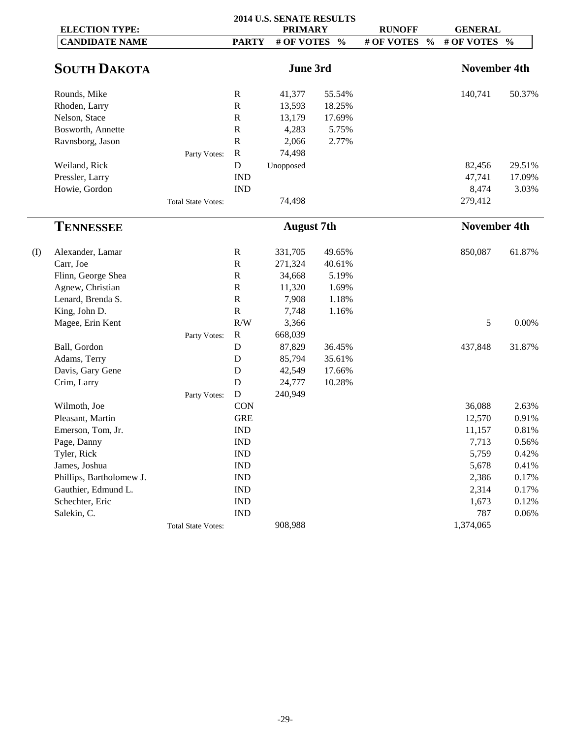## 2014 U.S. SENATE RESULTS

| ELECTION TYPE: | | | PRIMARY | | RUNOFF | | GENERAL | |
|---|---|---|---|---|---|---|---|---|
| | CANDIDATE NAME | PARTY | # OF VOTES | % | # OF VOTES | % | # OF VOTES | % |

### SOUTH DAKOTA

| | CANDIDATE NAME | PARTY | PRIMARY # OF VOTES (June 3rd) | % | RUNOFF # OF VOTES | % | GENERAL # OF VOTES (November 4th) | % |
|---|---|---|---|---|---|---|---|---|
| | Rounds, Mike | R | 41,377 | 55.54% | | | 140,741 | 50.37% |
| | Rhoden, Larry | R | 13,593 | 18.25% | | | | |
| | Nelson, Stace | R | 13,179 | 17.69% | | | | |
| | Bosworth, Annette | R | 4,283 | 5.75% | | | | |
| | Ravnsborg, Jason | R | 2,066 | 2.77% | | | | |
| | Party Votes: | R | 74,498 | | | | | |
| | Weiland, Rick | D | Unopposed | | | | 82,456 | 29.51% |
| | Pressler, Larry | IND | | | | | 47,741 | 17.09% |
| | Howie, Gordon | IND | | | | | 8,474 | 3.03% |
| | Total State Votes: | | 74,498 | | | | 279,412 | |

### TENNESSEE

| | CANDIDATE NAME | PARTY | PRIMARY # OF VOTES (August 7th) | % | RUNOFF # OF VOTES | % | GENERAL # OF VOTES (November 4th) | % |
|---|---|---|---|---|---|---|---|---|
| (I) | Alexander, Lamar | R | 331,705 | 49.65% | | | 850,087 | 61.87% |
| | Carr, Joe | R | 271,324 | 40.61% | | | | |
| | Flinn, George Shea | R | 34,668 | 5.19% | | | | |
| | Agnew, Christian | R | 11,320 | 1.69% | | | | |
| | Lenard, Brenda S. | R | 7,908 | 1.18% | | | | |
| | King, John D. | R | 7,748 | 1.16% | | | | |
| | Magee, Erin Kent | R/W | 3,366 | | | | 5 | 0.00% |
| | Party Votes: | R | 668,039 | | | | | |
| | Ball, Gordon | D | 87,829 | 36.45% | | | 437,848 | 31.87% |
| | Adams, Terry | D | 85,794 | 35.61% | | | | |
| | Davis, Gary Gene | D | 42,549 | 17.66% | | | | |
| | Crim, Larry | D | 24,777 | 10.28% | | | | |
| | Party Votes: | D | 240,949 | | | | | |
| | Wilmoth, Joe | CON | | | | | 36,088 | 2.63% |
| | Pleasant, Martin | GRE | | | | | 12,570 | 0.91% |
| | Emerson, Tom, Jr. | IND | | | | | 11,157 | 0.81% |
| | Page, Danny | IND | | | | | 7,713 | 0.56% |
| | Tyler, Rick | IND | | | | | 5,759 | 0.42% |
| | James, Joshua | IND | | | | | 5,678 | 0.41% |
| | Phillips, Bartholomew J. | IND | | | | | 2,386 | 0.17% |
| | Gauthier, Edmund L. | IND | | | | | 2,314 | 0.17% |
| | Schechter, Eric | IND | | | | | 1,673 | 0.12% |
| | Salekin, C. | IND | | | | | 787 | 0.06% |
| | Total State Votes: | | 908,988 | | | | 1,374,065 | |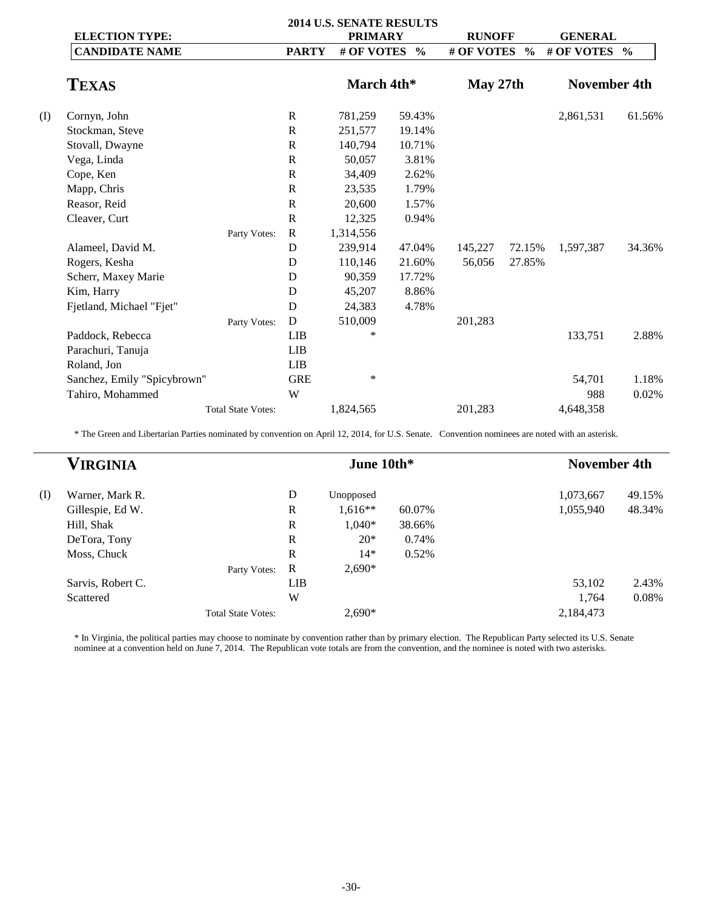## 2014 U.S. SENATE RESULTS

| | ELECTION TYPE: | | PRIMARY | | RUNOFF | | GENERAL | |
|---|---|---|---|---|---|---|---|---|
| | CANDIDATE NAME | PARTY | # OF VOTES | % | # OF VOTES | % | # OF VOTES | % |

### TEXAS

| | Candidate | Party | March 4th* # of Votes | % | May 27th # of Votes | % | November 4th # of Votes | % |
|---|---|---|---|---|---|---|---|---|
| (I) | Cornyn, John | R | 781,259 | 59.43% | | | 2,861,531 | 61.56% |
| | Stockman, Steve | R | 251,577 | 19.14% | | | | |
| | Stovall, Dwayne | R | 140,794 | 10.71% | | | | |
| | Vega, Linda | R | 50,057 | 3.81% | | | | |
| | Cope, Ken | R | 34,409 | 2.62% | | | | |
| | Mapp, Chris | R | 23,535 | 1.79% | | | | |
| | Reasor, Reid | R | 20,600 | 1.57% | | | | |
| | Cleaver, Curt | R | 12,325 | 0.94% | | | | |
| | Party Votes: | R | 1,314,556 | | | | | |
| | Alameel, David M. | D | 239,914 | 47.04% | 145,227 | 72.15% | 1,597,387 | 34.36% |
| | Rogers, Kesha | D | 110,146 | 21.60% | 56,056 | 27.85% | | |
| | Scherr, Maxey Marie | D | 90,359 | 17.72% | | | | |
| | Kim, Harry | D | 45,207 | 8.86% | | | | |
| | Fjetland, Michael "Fjet" | D | 24,383 | 4.78% | | | | |
| | Party Votes: | D | 510,009 | | 201,283 | | | |
| | Paddock, Rebecca | LIB | * | | | | 133,751 | 2.88% |
| | Parachuri, Tanuja | LIB | | | | | | |
| | Roland, Jon | LIB | | | | | | |
| | Sanchez, Emily "Spicybrown" | GRE | * | | | | 54,701 | 1.18% |
| | Tahiro, Mohammed | W | | | | | 988 | 0.02% |
| | Total State Votes: | | 1,824,565 | | 201,283 | | 4,648,358 | |

\* The Green and Libertarian Parties nominated by convention on April 12, 2014, for U.S. Senate. Convention nominees are noted with an asterisk.

### VIRGINIA

| | Candidate | Party | June 10th* # of Votes | % | # of Votes | % | November 4th # of Votes | % |
|---|---|---|---|---|---|---|---|---|
| (I) | Warner, Mark R. | D | Unopposed | | | | 1,073,667 | 49.15% |
| | Gillespie, Ed W. | R | 1,616** | 60.07% | | | 1,055,940 | 48.34% |
| | Hill, Shak | R | 1,040* | 38.66% | | | | |
| | DeTora, Tony | R | 20* | 0.74% | | | | |
| | Moss, Chuck | R | 14* | 0.52% | | | | |
| | Party Votes: | R | 2,690* | | | | | |
| | Sarvis, Robert C. | LIB | | | | | 53,102 | 2.43% |
| | Scattered | W | | | | | 1,764 | 0.08% |
| | Total State Votes: | | 2,690* | | | | 2,184,473 | |

\* In Virginia, the political parties may choose to nominate by convention rather than by primary election. The Republican Party selected its U.S. Senate nominee at a convention held on June 7, 2014. The Republican vote totals are from the convention, and the nominee is noted with two asterisks.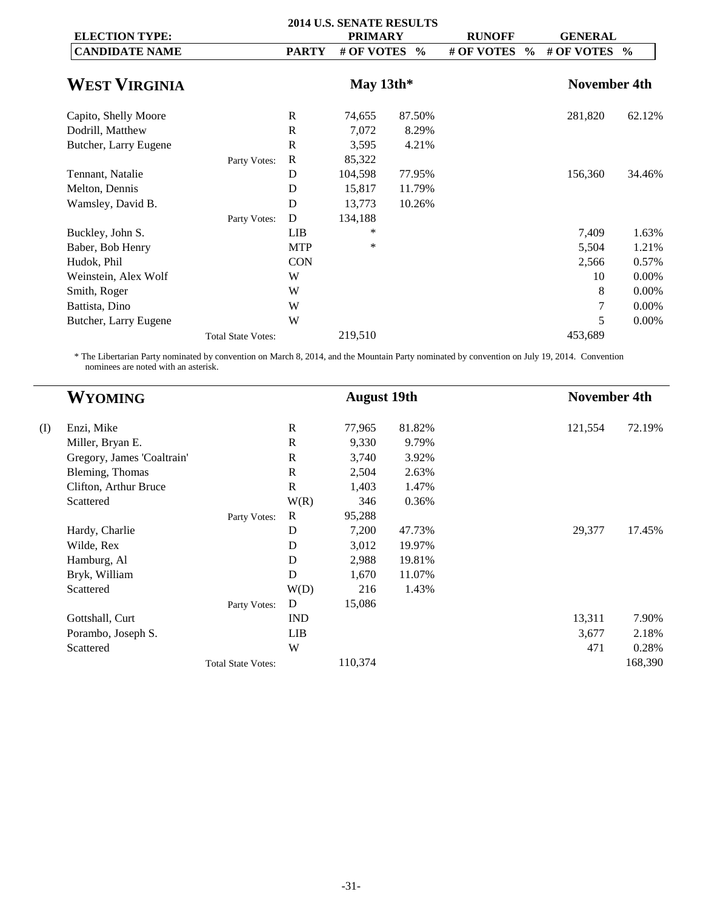## 2014 U.S. SENATE RESULTS

| | CANDIDATE NAME | | PARTY | PRIMARY # OF VOTES | PRIMARY % | RUNOFF # OF VOTES | RUNOFF % | GENERAL # OF VOTES | GENERAL % |
|---|---|---|---|---|---|---|---|---|---|
| | **WEST VIRGINIA** | | | **May 13th*** | | | | **November 4th** | |
| | Capito, Shelly Moore | | R | 74,655 | 87.50% | | | 281,820 | 62.12% |
| | Dodrill, Matthew | | R | 7,072 | 8.29% | | | | |
| | Butcher, Larry Eugene | | R | 3,595 | 4.21% | | | | |
| | | Party Votes: | R | 85,322 | | | | | |
| | Tennant, Natalie | | D | 104,598 | 77.95% | | | 156,360 | 34.46% |
| | Melton, Dennis | | D | 15,817 | 11.79% | | | | |
| | Wamsley, David B. | | D | 13,773 | 10.26% | | | | |
| | | Party Votes: | D | 134,188 | | | | | |
| | Buckley, John S. | | LIB | * | | | | 7,409 | 1.63% |
| | Baber, Bob Henry | | MTP | * | | | | 5,504 | 1.21% |
| | Hudok, Phil | | CON | | | | | 2,566 | 0.57% |
| | Weinstein, Alex Wolf | | W | | | | | 10 | 0.00% |
| | Smith, Roger | | W | | | | | 8 | 0.00% |
| | Battista, Dino | | W | | | | | 7 | 0.00% |
| | Butcher, Larry Eugene | | W | | | | | 5 | 0.00% |
| | | Total State Votes: | | 219,510 | | | | 453,689 | |

* The Libertarian Party nominated by convention on March 8, 2014, and the Mountain Party nominated by convention on July 19, 2014. Convention nominees are noted with an asterisk.

| | CANDIDATE NAME | | PARTY | PRIMARY # OF VOTES | PRIMARY % | RUNOFF # OF VOTES | RUNOFF % | GENERAL # OF VOTES | GENERAL % |
|---|---|---|---|---|---|---|---|---|---|
| | **WYOMING** | | | **August 19th** | | | | **November 4th** | |
| (I) | Enzi, Mike | | R | 77,965 | 81.82% | | | 121,554 | 72.19% |
| | Miller, Bryan E. | | R | 9,330 | 9.79% | | | | |
| | Gregory, James 'Coaltrain' | | R | 3,740 | 3.92% | | | | |
| | Bleming, Thomas | | R | 2,504 | 2.63% | | | | |
| | Clifton, Arthur Bruce | | R | 1,403 | 1.47% | | | | |
| | Scattered | | W(R) | 346 | 0.36% | | | | |
| | | Party Votes: | R | 95,288 | | | | | |
| | Hardy, Charlie | | D | 7,200 | 47.73% | | | 29,377 | 17.45% |
| | Wilde, Rex | | D | 3,012 | 19.97% | | | | |
| | Hamburg, Al | | D | 2,988 | 19.81% | | | | |
| | Bryk, William | | D | 1,670 | 11.07% | | | | |
| | Scattered | | W(D) | 216 | 1.43% | | | | |
| | | Party Votes: | D | 15,086 | | | | | |
| | Gottshall, Curt | | IND | | | | | 13,311 | 7.90% |
| | Porambo, Joseph S. | | LIB | | | | | 3,677 | 2.18% |
| | Scattered | | W | | | | | 471 | 0.28% |
| | | Total State Votes: | | 110,374 | | | | | 168,390 |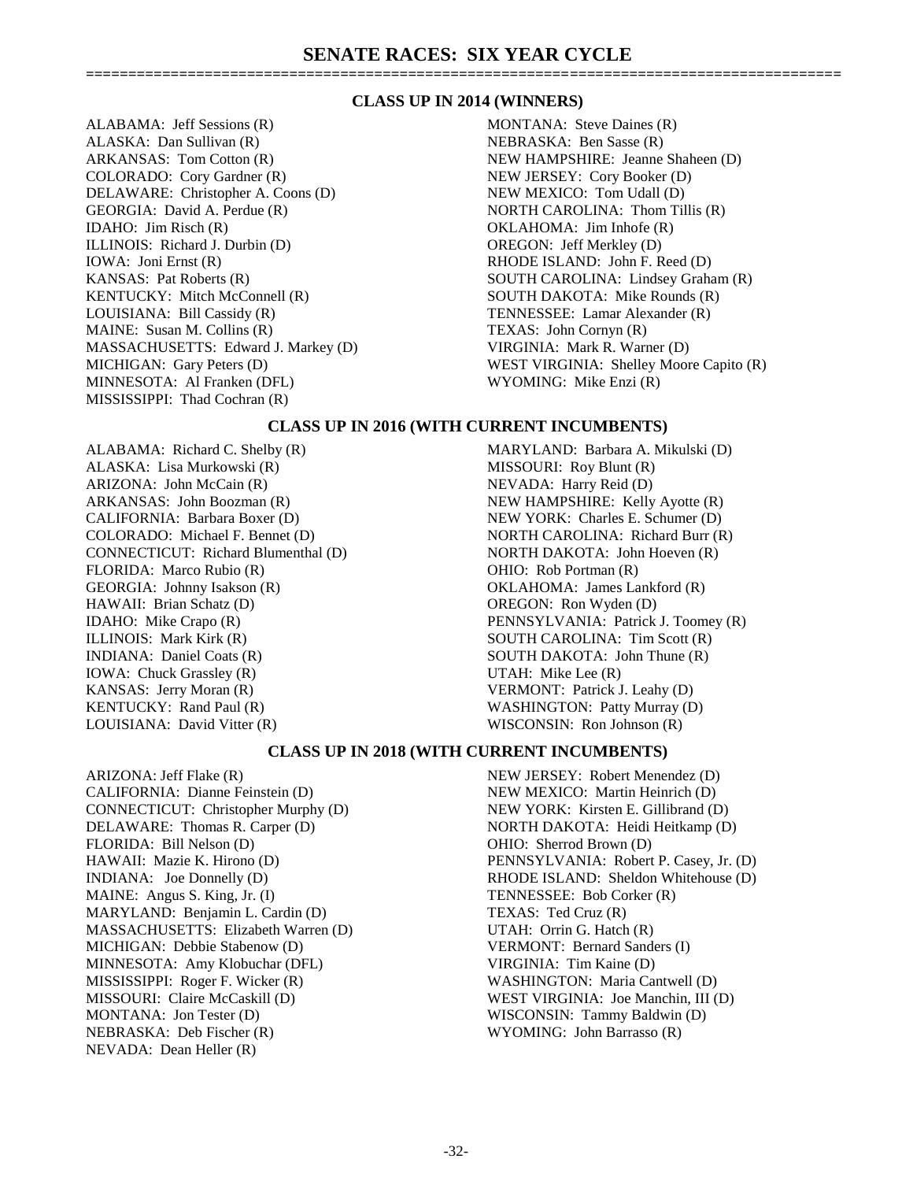# SENATE RACES: SIX YEAR CYCLE

## CLASS UP IN 2014 (WINNERS)

ALABAMA: Jeff Sessions (R)
ALASKA: Dan Sullivan (R)
ARKANSAS: Tom Cotton (R)
COLORADO: Cory Gardner (R)
DELAWARE: Christopher A. Coons (D)
GEORGIA: David A. Perdue (R)
IDAHO: Jim Risch (R)
ILLINOIS: Richard J. Durbin (D)
IOWA: Joni Ernst (R)
KANSAS: Pat Roberts (R)
KENTUCKY: Mitch McConnell (R)
LOUISIANA: Bill Cassidy (R)
MAINE: Susan M. Collins (R)
MASSACHUSETTS: Edward J. Markey (D)
MICHIGAN: Gary Peters (D)
MINNESOTA: Al Franken (DFL)
MISSISSIPPI: Thad Cochran (R)
MONTANA: Steve Daines (R)
NEBRASKA: Ben Sasse (R)
NEW HAMPSHIRE: Jeanne Shaheen (D)
NEW JERSEY: Cory Booker (D)
NEW MEXICO: Tom Udall (D)
NORTH CAROLINA: Thom Tillis (R)
OKLAHOMA: Jim Inhofe (R)
OREGON: Jeff Merkley (D)
RHODE ISLAND: John F. Reed (D)
SOUTH CAROLINA: Lindsey Graham (R)
SOUTH DAKOTA: Mike Rounds (R)
TENNESSEE: Lamar Alexander (R)
TEXAS: John Cornyn (R)
VIRGINIA: Mark R. Warner (D)
WEST VIRGINIA: Shelley Moore Capito (R)
WYOMING: Mike Enzi (R)

## CLASS UP IN 2016 (WITH CURRENT INCUMBENTS)

ALABAMA: Richard C. Shelby (R)
ALASKA: Lisa Murkowski (R)
ARIZONA: John McCain (R)
ARKANSAS: John Boozman (R)
CALIFORNIA: Barbara Boxer (D)
COLORADO: Michael F. Bennet (D)
CONNECTICUT: Richard Blumenthal (D)
FLORIDA: Marco Rubio (R)
GEORGIA: Johnny Isakson (R)
HAWAII: Brian Schatz (D)
IDAHO: Mike Crapo (R)
ILLINOIS: Mark Kirk (R)
INDIANA: Daniel Coats (R)
IOWA: Chuck Grassley (R)
KANSAS: Jerry Moran (R)
KENTUCKY: Rand Paul (R)
LOUISIANA: David Vitter (R)
MARYLAND: Barbara A. Mikulski (D)
MISSOURI: Roy Blunt (R)
NEVADA: Harry Reid (D)
NEW HAMPSHIRE: Kelly Ayotte (R)
NEW YORK: Charles E. Schumer (D)
NORTH CAROLINA: Richard Burr (R)
NORTH DAKOTA: John Hoeven (R)
OHIO: Rob Portman (R)
OKLAHOMA: James Lankford (R)
OREGON: Ron Wyden (D)
PENNSYLVANIA: Patrick J. Toomey (R)
SOUTH CAROLINA: Tim Scott (R)
SOUTH DAKOTA: John Thune (R)
UTAH: Mike Lee (R)
VERMONT: Patrick J. Leahy (D)
WASHINGTON: Patty Murray (D)
WISCONSIN: Ron Johnson (R)

## CLASS UP IN 2018 (WITH CURRENT INCUMBENTS)

ARIZONA: Jeff Flake (R)
CALIFORNIA: Dianne Feinstein (D)
CONNECTICUT: Christopher Murphy (D)
DELAWARE: Thomas R. Carper (D)
FLORIDA: Bill Nelson (D)
HAWAII: Mazie K. Hirono (D)
INDIANA: Joe Donnelly (D)
MAINE: Angus S. King, Jr. (I)
MARYLAND: Benjamin L. Cardin (D)
MASSACHUSETTS: Elizabeth Warren (D)
MICHIGAN: Debbie Stabenow (D)
MINNESOTA: Amy Klobuchar (DFL)
MISSISSIPPI: Roger F. Wicker (R)
MISSOURI: Claire McCaskill (D)
MONTANA: Jon Tester (D)
NEBRASKA: Deb Fischer (R)
NEVADA: Dean Heller (R)
NEW JERSEY: Robert Menendez (D)
NEW MEXICO: Martin Heinrich (D)
NEW YORK: Kirsten E. Gillibrand (D)
NORTH DAKOTA: Heidi Heitkamp (D)
OHIO: Sherrod Brown (D)
PENNSYLVANIA: Robert P. Casey, Jr. (D)
RHODE ISLAND: Sheldon Whitehouse (D)
TENNESSEE: Bob Corker (R)
TEXAS: Ted Cruz (R)
UTAH: Orrin G. Hatch (R)
VERMONT: Bernard Sanders (I)
VIRGINIA: Tim Kaine (D)
WASHINGTON: Maria Cantwell (D)
WEST VIRGINIA: Joe Manchin, III (D)
WISCONSIN: Tammy Baldwin (D)
WYOMING: John Barrasso (R)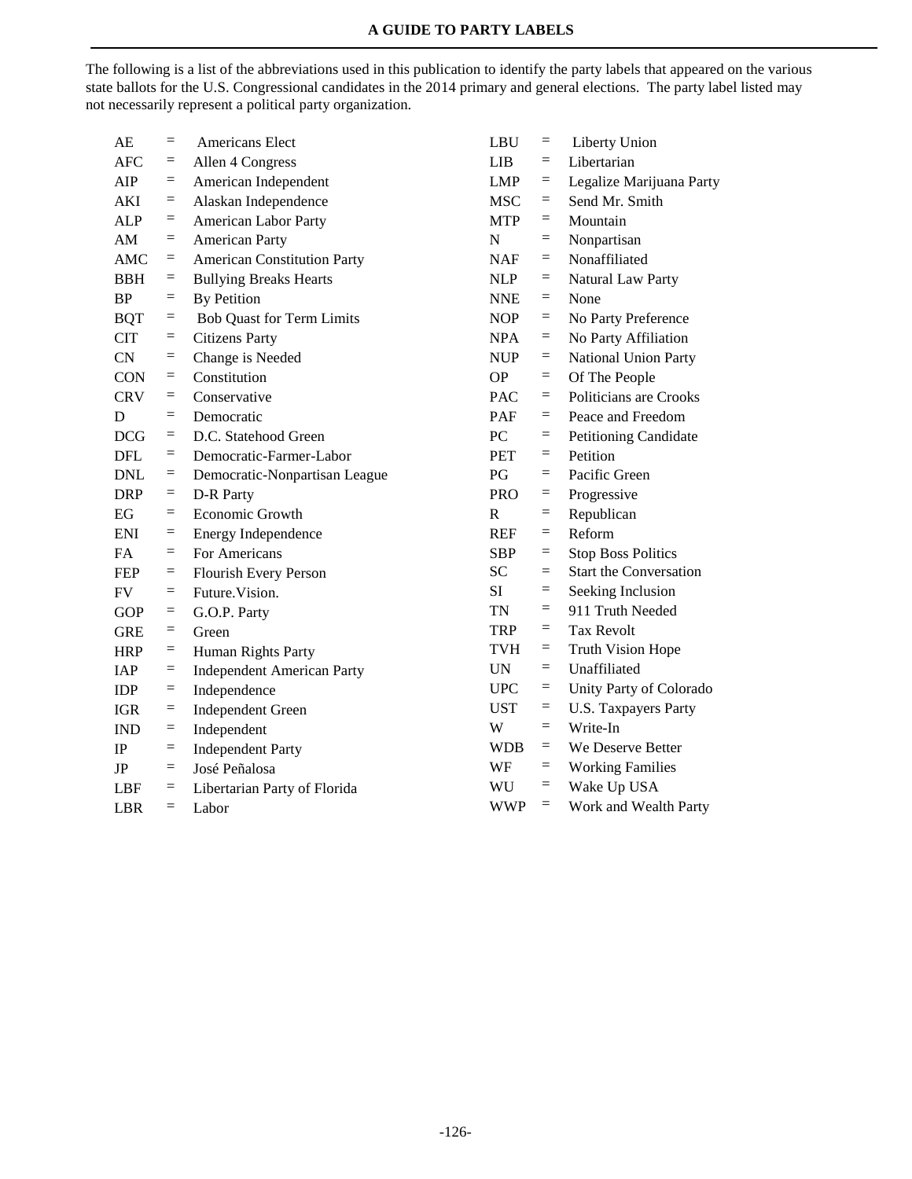## A GUIDE TO PARTY LABELS

The following is a list of the abbreviations used in this publication to identify the party labels that appeared on the various state ballots for the U.S. Congressional candidates in the 2014 primary and general elections. The party label listed may not necessarily represent a political party organization.

| | | |
|---|---|---|
| AE | = | Americans Elect |
| AFC | = | Allen 4 Congress |
| AIP | = | American Independent |
| AKI | = | Alaskan Independence |
| ALP | = | American Labor Party |
| AM | = | American Party |
| AMC | = | American Constitution Party |
| BBH | = | Bullying Breaks Hearts |
| BP | = | By Petition |
| BQT | = | Bob Quast for Term Limits |
| CIT | = | Citizens Party |
| CN | = | Change is Needed |
| CON | = | Constitution |
| CRV | = | Conservative |
| D | = | Democratic |
| DCG | = | D.C. Statehood Green |
| DFL | = | Democratic-Farmer-Labor |
| DNL | = | Democratic-Nonpartisan League |
| DRP | = | D-R Party |
| EG | = | Economic Growth |
| ENI | = | Energy Independence |
| FA | = | For Americans |
| FEP | = | Flourish Every Person |
| FV | = | Future.Vision. |
| GOP | = | G.O.P. Party |
| GRE | = | Green |
| HRP | = | Human Rights Party |
| IAP | = | Independent American Party |
| IDP | = | Independence |
| IGR | = | Independent Green |
| IND | = | Independent |
| IP | = | Independent Party |
| JP | = | José Peñalosa |
| LBF | = | Libertarian Party of Florida |
| LBR | = | Labor |
| LBU | = | Liberty Union |
| LIB | = | Libertarian |
| LMP | = | Legalize Marijuana Party |
| MSC | = | Send Mr. Smith |
| MTP | = | Mountain |
| N | = | Nonpartisan |
| NAF | = | Nonaffiliated |
| NLP | = | Natural Law Party |
| NNE | = | None |
| NOP | = | No Party Preference |
| NPA | = | No Party Affiliation |
| NUP | = | National Union Party |
| OP | = | Of The People |
| PAC | = | Politicians are Crooks |
| PAF | = | Peace and Freedom |
| PC | = | Petitioning Candidate |
| PET | = | Petition |
| PG | = | Pacific Green |
| PRO | = | Progressive |
| R | = | Republican |
| REF | = | Reform |
| SBP | = | Stop Boss Politics |
| SC | = | Start the Conversation |
| SI | = | Seeking Inclusion |
| TN | = | 911 Truth Needed |
| TRP | = | Tax Revolt |
| TVH | = | Truth Vision Hope |
| UN | = | Unaffiliated |
| UPC | = | Unity Party of Colorado |
| UST | = | U.S. Taxpayers Party |
| W | = | Write-In |
| WDB | = | We Deserve Better |
| WF | = | Working Families |
| WU | = | Wake Up USA |
| WWP | = | Work and Wealth Party |